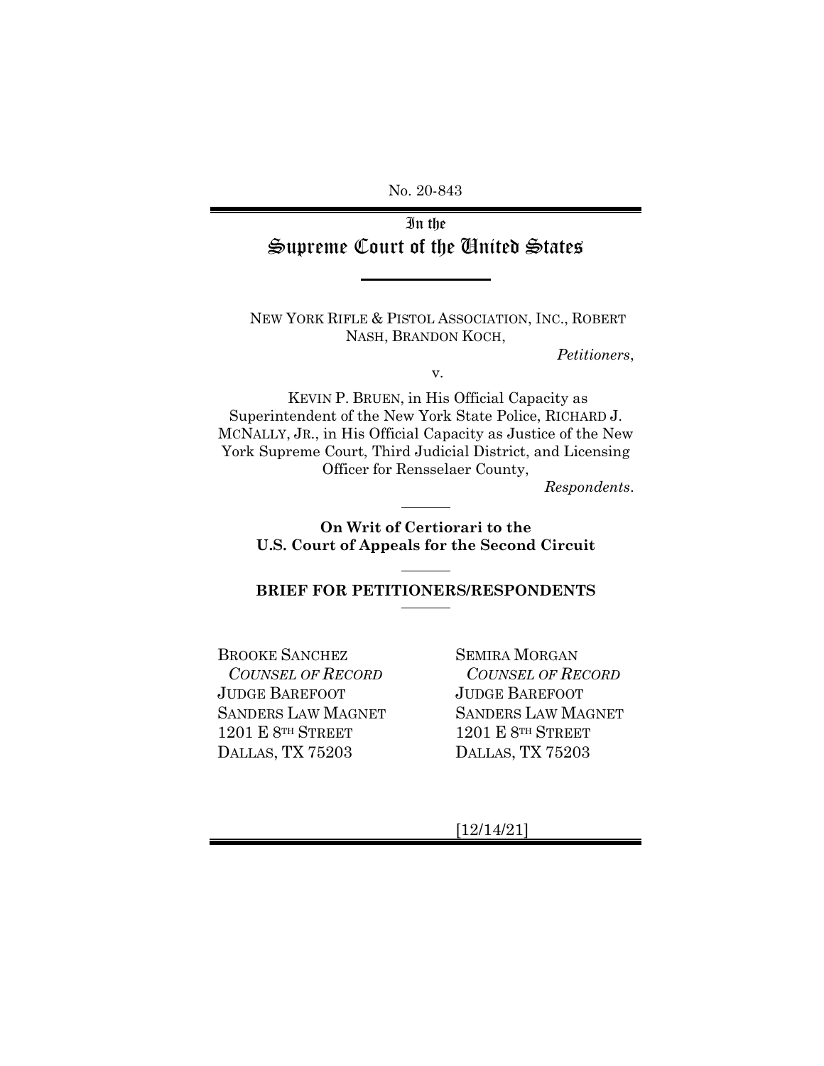No. 20-843

# In the Supreme Court of the United States

NEW YORK RIFLE & PISTOL ASSOCIATION, INC., ROBERT NASH, BRANDON KOCH,

*Petitioners*,

v.

KEVIN P. BRUEN, in His Official Capacity as Superintendent of the New York State Police, RICHARD J. MCNALLY, JR., in His Official Capacity as Justice of the New York Supreme Court, Third Judicial District, and Licensing Officer for Rensselaer County,

*Respondents*.

**On Writ of Certiorari to the U.S. Court of Appeals for the Second Circuit**

**BRIEF FOR PETITIONERS/RESPONDENTS**

BROOKE SANCHEZ
*COUNSEL OF RECORD*
JUDGE BAREFOOT
SANDERS LAW MAGNET
1201 E 8TH STREET
DALLAS, TX 75203

SEMIRA MORGAN
*COUNSEL OF RECORD*
JUDGE BAREFOOT
SANDERS LAW MAGNET
1201 E 8TH STREET
DALLAS, TX 75203

[12/14/21]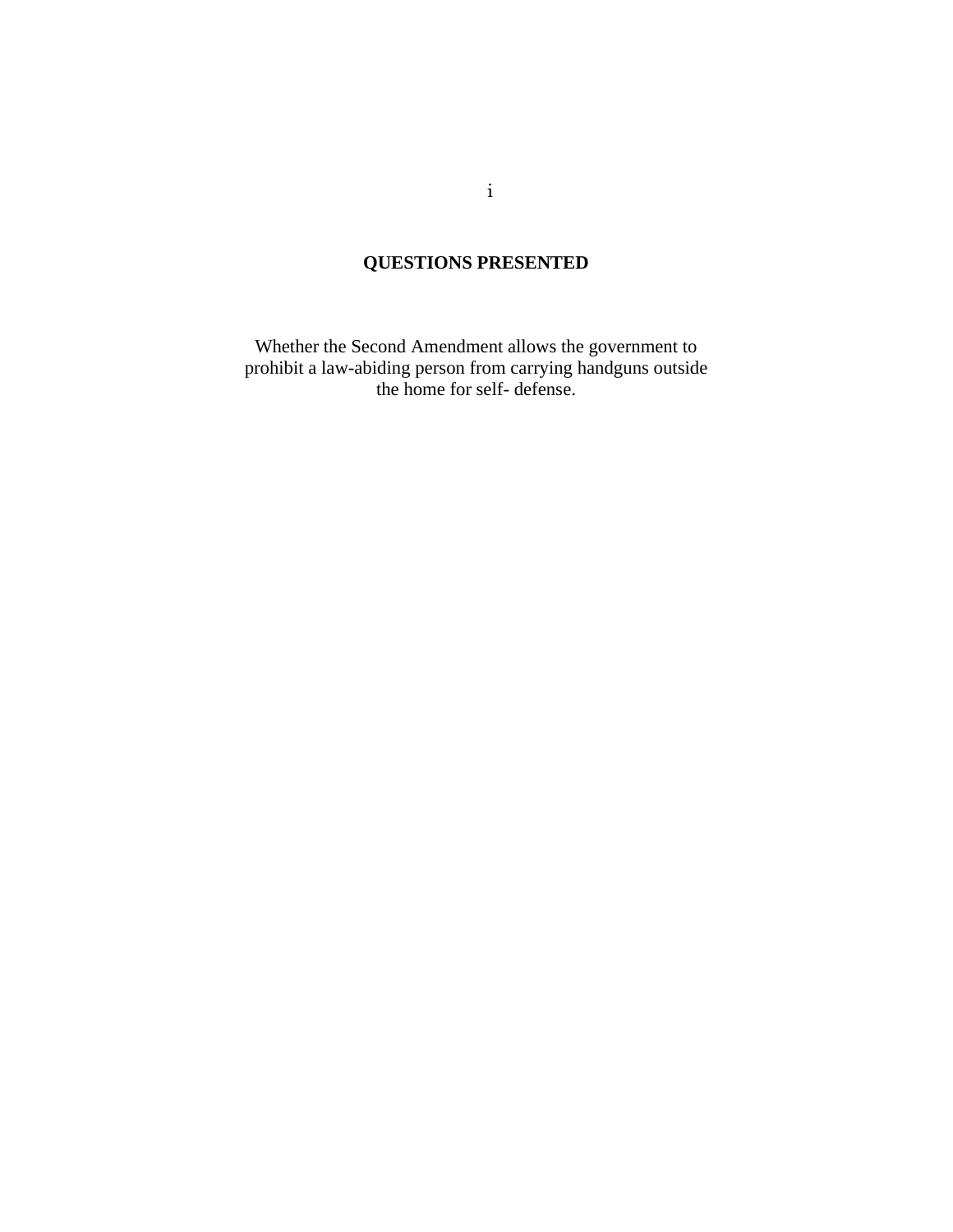## QUESTIONS PRESENTED

Whether the Second Amendment allows the government to prohibit a law-abiding person from carrying handguns outside the home for self- defense.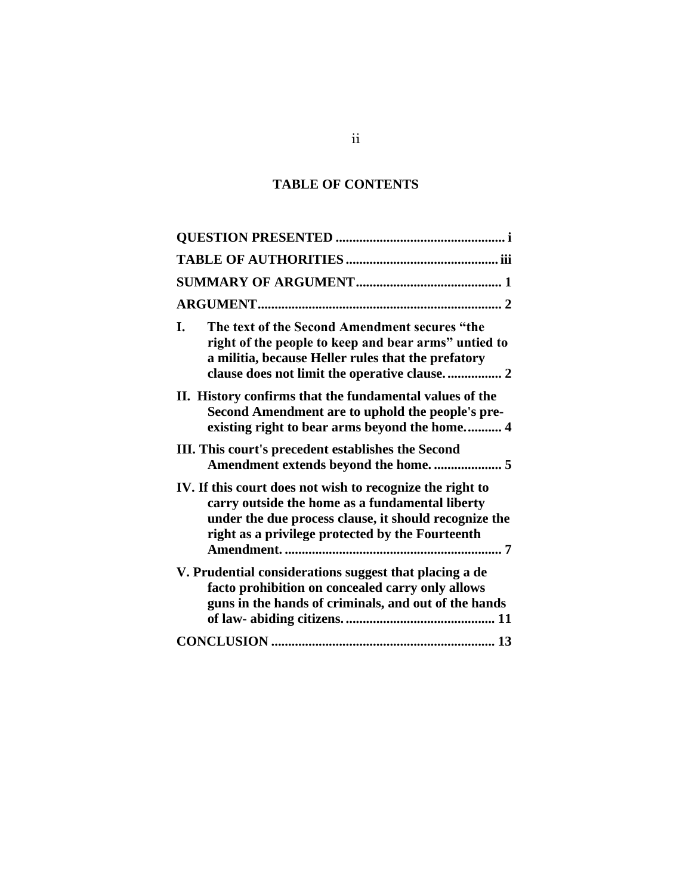## TABLE OF CONTENTS

**QUESTION PRESENTED** .................................................. i

**TABLE OF AUTHORITIES** ............................................ iii

**SUMMARY OF ARGUMENT** .......................................... 1

**ARGUMENT** ....................................................................... 2

**I. The text of the Second Amendment secures "the right of the people to keep and bear arms" untied to a militia, because Heller rules that the prefatory clause does not limit the operative clause.** ................ 2

**II. History confirms that the fundamental values of the Second Amendment are to uphold the people's pre-existing right to bear arms beyond the home.** .......... 4

**III. This court's precedent establishes the Second Amendment extends beyond the home.** .................... 5

**IV. If this court does not wish to recognize the right to carry outside the home as a fundamental liberty under the due process clause, it should recognize the right as a privilege protected by the Fourteenth Amendment.** ............................................................... 7

**V. Prudential considerations suggest that placing a de facto prohibition on concealed carry only allows guns in the hands of criminals, and out of the hands of law- abiding citizens.** ............................................ 11

**CONCLUSION** ................................................................. 13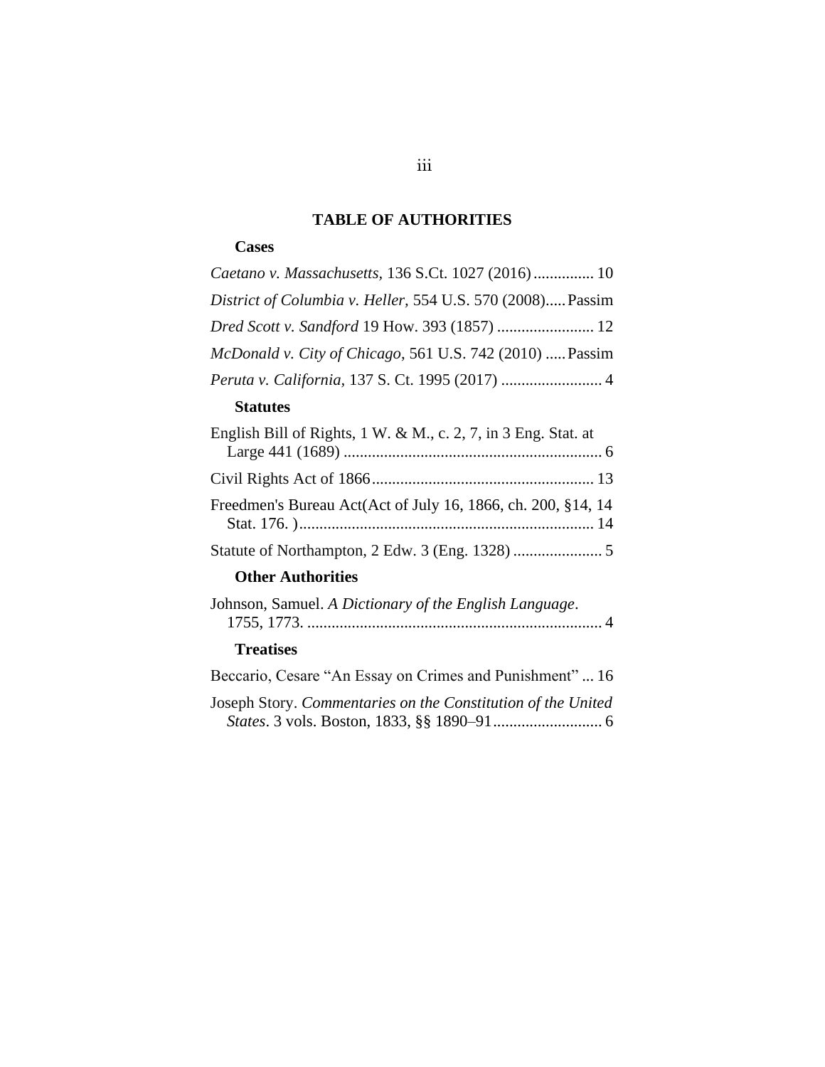# TABLE OF AUTHORITIES

### Cases

*Caetano v. Massachusetts*, 136 S.Ct. 1027 (2016) ............... 10

*District of Columbia v. Heller*, 554 U.S. 570 (2008)..... Passim

*Dred Scott v. Sandford* 19 How. 393 (1857) ........................ 12

*McDonald v. City of Chicago*, 561 U.S. 742 (2010) ..... Passim

*Peruta v. California*, 137 S. Ct. 1995 (2017) ......................... 4

### Statutes

English Bill of Rights, 1 W. & M., c. 2, 7, in 3 Eng. Stat. at Large 441 (1689) ................................................................ 6

Civil Rights Act of 1866 ....................................................... 13

Freedmen's Bureau Act(Act of July 16, 1866, ch. 200, §14, 14 Stat. 176. ) ......................................................................... 14

Statute of Northampton, 2 Edw. 3 (Eng. 1328) ...................... 5

### Other Authorities

Johnson, Samuel. *A Dictionary of the English Language*. 1755, 1773. ......................................................................... 4

### Treatises

Beccario, Cesare "An Essay on Crimes and Punishment" ... 16

Joseph Story. *Commentaries on the Constitution of the United States*. 3 vols. Boston, 1833, §§ 1890–91 ........................... 6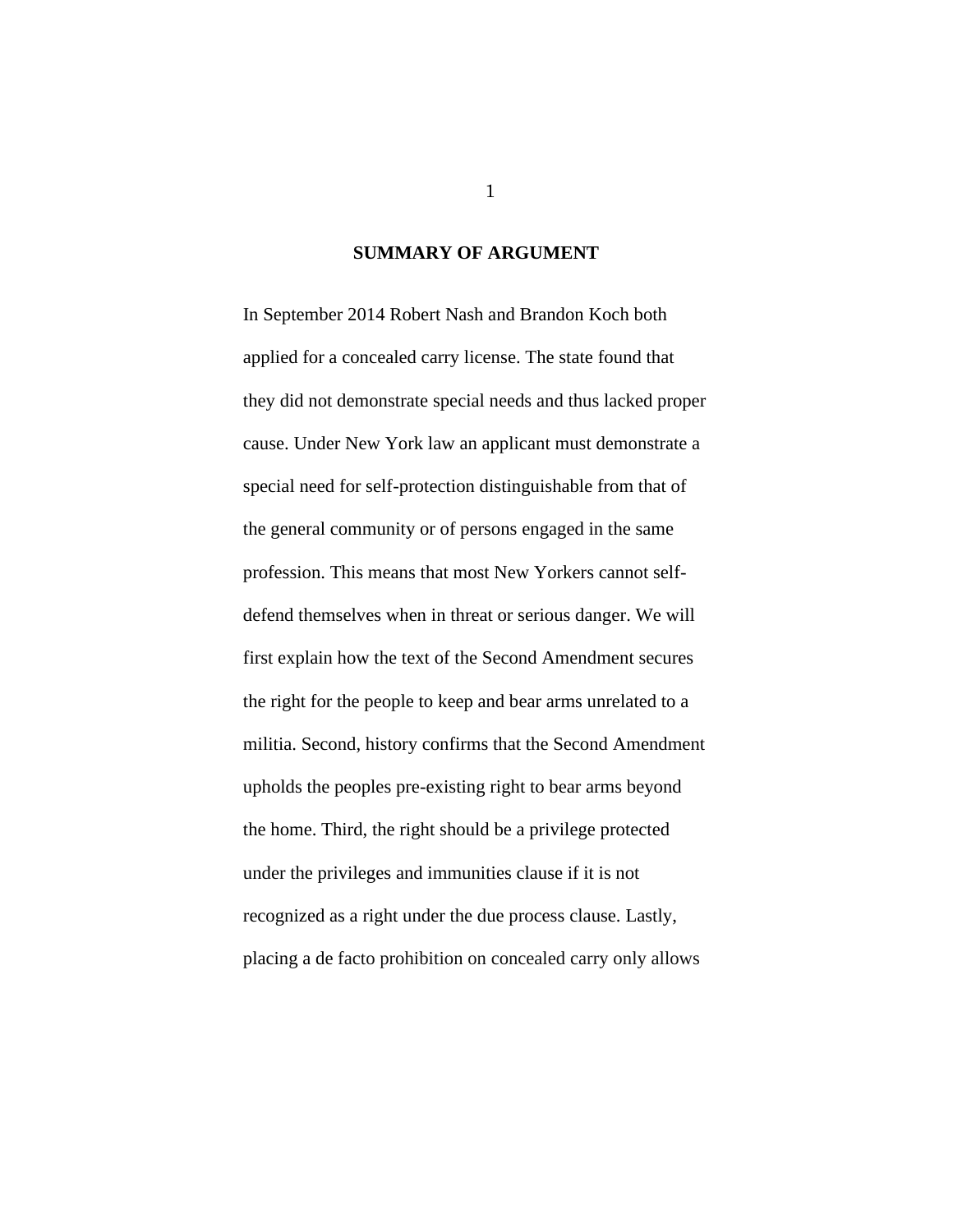## SUMMARY OF ARGUMENT

In September 2014 Robert Nash and Brandon Koch both applied for a concealed carry license. The state found that they did not demonstrate special needs and thus lacked proper cause. Under New York law an applicant must demonstrate a special need for self-protection distinguishable from that of the general community or of persons engaged in the same profession. This means that most New Yorkers cannot self-defend themselves when in threat or serious danger. We will first explain how the text of the Second Amendment secures the right for the people to keep and bear arms unrelated to a militia. Second, history confirms that the Second Amendment upholds the peoples pre-existing right to bear arms beyond the home. Third, the right should be a privilege protected under the privileges and immunities clause if it is not recognized as a right under the due process clause. Lastly, placing a de facto prohibition on concealed carry only allows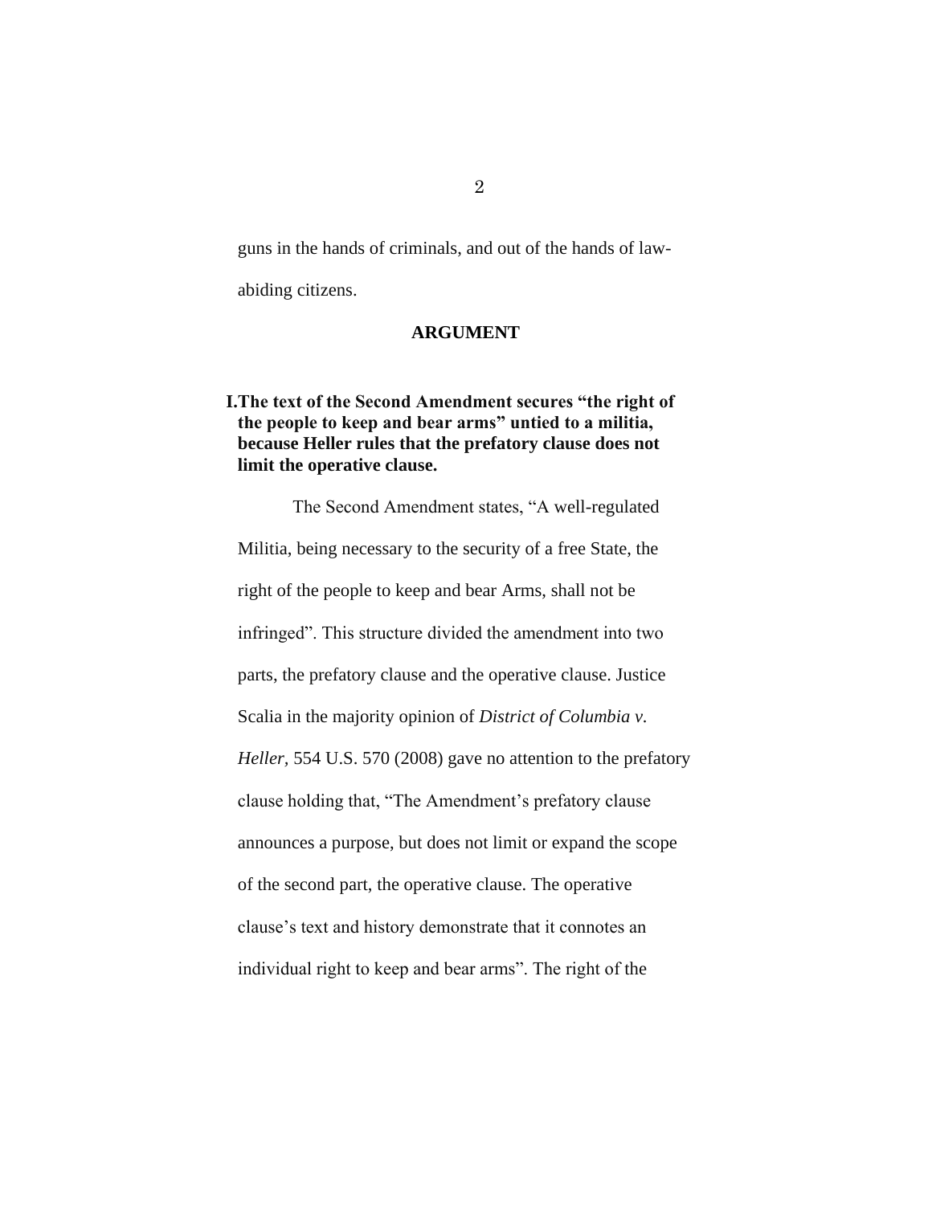guns in the hands of criminals, and out of the hands of law-abiding citizens.

## ARGUMENT

### I. The text of the Second Amendment secures "the right of the people to keep and bear arms" untied to a militia, because Heller rules that the prefatory clause does not limit the operative clause.

The Second Amendment states, "A well-regulated Militia, being necessary to the security of a free State, the right of the people to keep and bear Arms, shall not be infringed". This structure divided the amendment into two parts, the prefatory clause and the operative clause. Justice Scalia in the majority opinion of *District of Columbia v. Heller,* 554 U.S. 570 (2008) gave no attention to the prefatory clause holding that, "The Amendment's prefatory clause announces a purpose, but does not limit or expand the scope of the second part, the operative clause. The operative clause's text and history demonstrate that it connotes an individual right to keep and bear arms". The right of the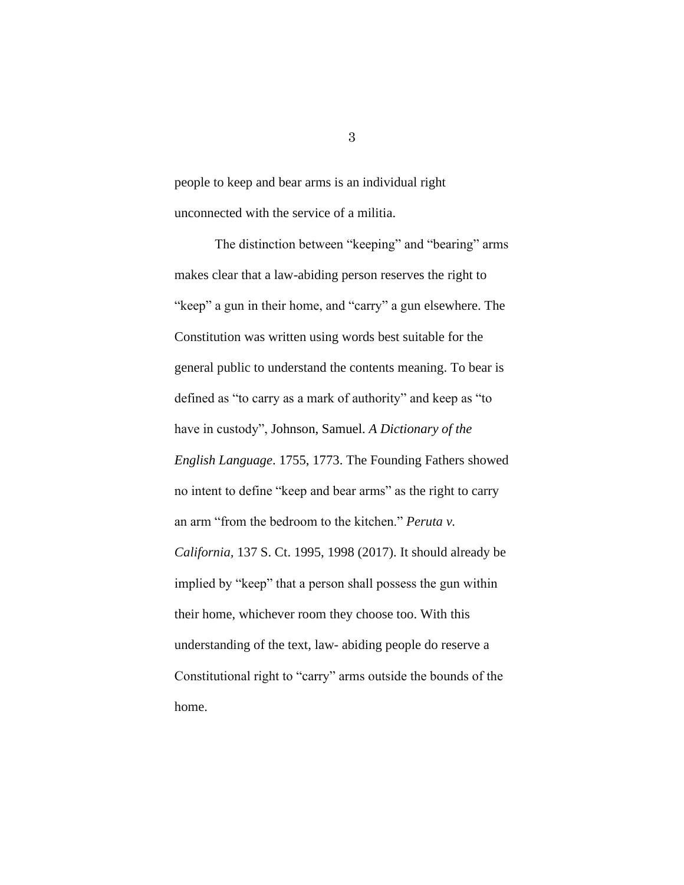people to keep and bear arms is an individual right unconnected with the service of a militia.

The distinction between "keeping" and "bearing" arms makes clear that a law-abiding person reserves the right to "keep" a gun in their home, and "carry" a gun elsewhere. The Constitution was written using words best suitable for the general public to understand the contents meaning. To bear is defined as "to carry as a mark of authority" and keep as "to have in custody", Johnson, Samuel. *A Dictionary of the English Language*. 1755, 1773. The Founding Fathers showed no intent to define "keep and bear arms" as the right to carry an arm "from the bedroom to the kitchen." *Peruta v. California*, 137 S. Ct. 1995, 1998 (2017). It should already be implied by "keep" that a person shall possess the gun within their home, whichever room they choose too. With this understanding of the text, law- abiding people do reserve a Constitutional right to "carry" arms outside the bounds of the home.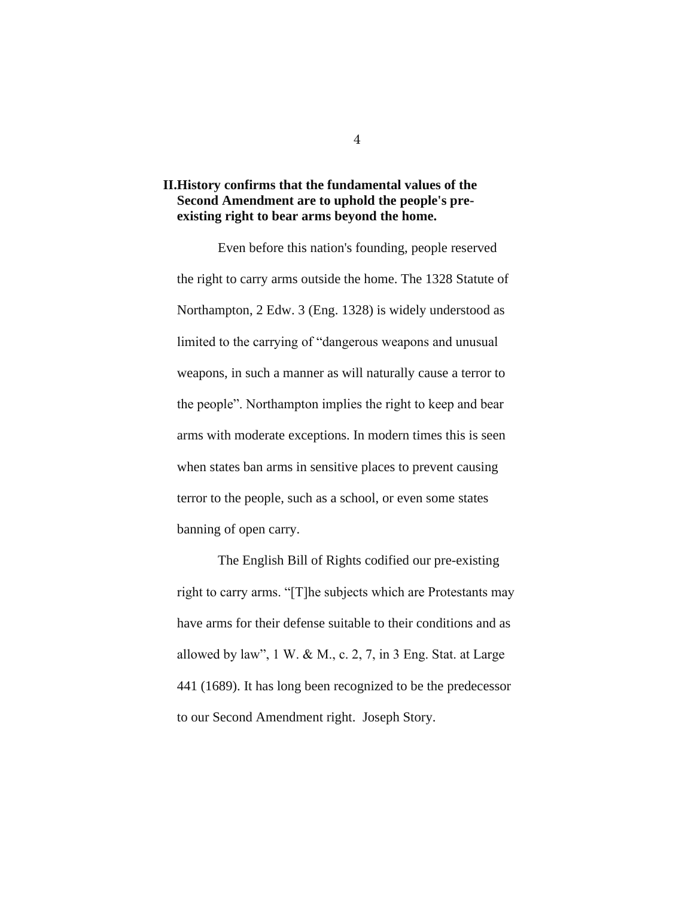## II. History confirms that the fundamental values of the Second Amendment are to uphold the people's pre-existing right to bear arms beyond the home.

Even before this nation's founding, people reserved the right to carry arms outside the home. The 1328 Statute of Northampton, 2 Edw. 3 (Eng. 1328) is widely understood as limited to the carrying of "dangerous weapons and unusual weapons, in such a manner as will naturally cause a terror to the people". Northampton implies the right to keep and bear arms with moderate exceptions. In modern times this is seen when states ban arms in sensitive places to prevent causing terror to the people, such as a school, or even some states banning of open carry.

The English Bill of Rights codified our pre-existing right to carry arms. "[T]he subjects which are Protestants may have arms for their defense suitable to their conditions and as allowed by law", 1 W. & M., c. 2, 7, in 3 Eng. Stat. at Large 441 (1689). It has long been recognized to be the predecessor to our Second Amendment right. Joseph Story.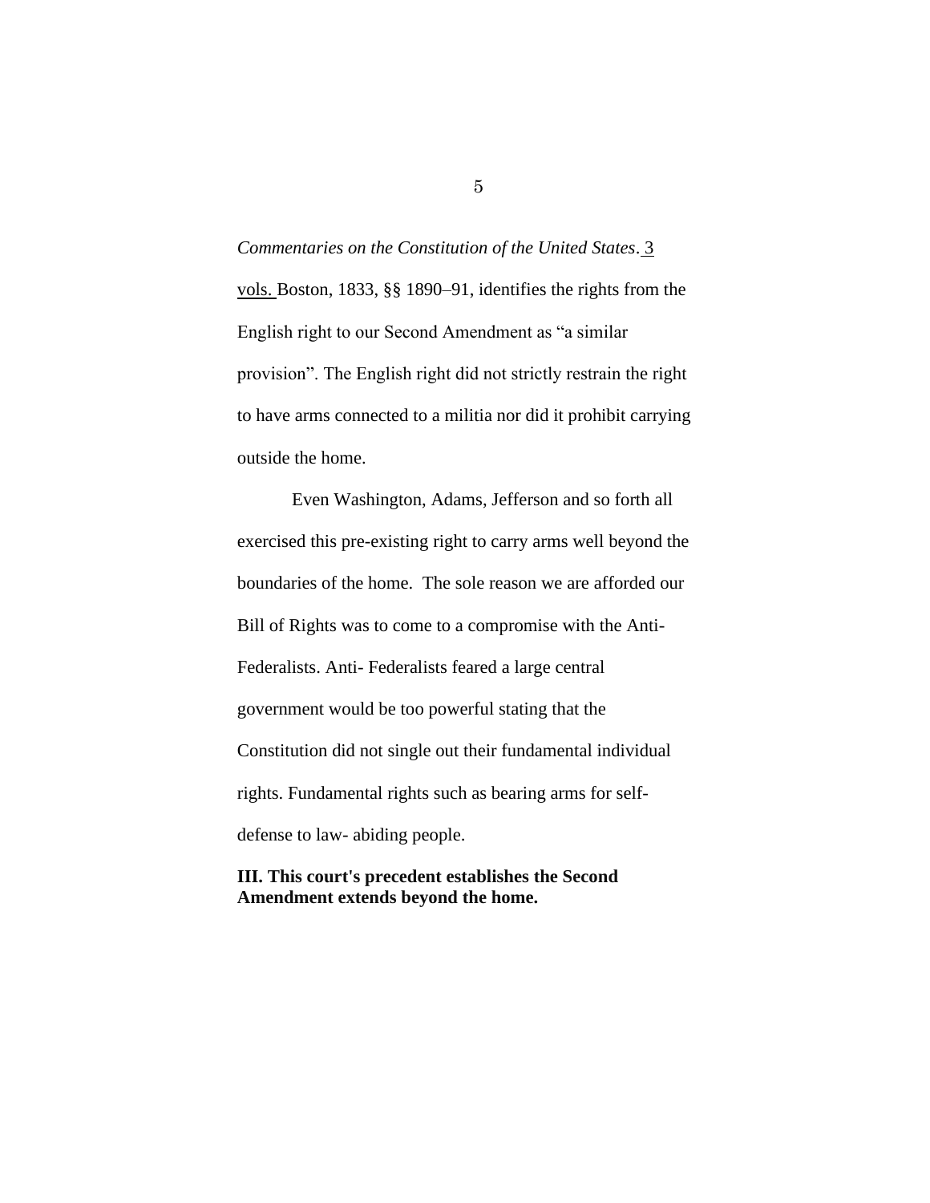*Commentaries on the Constitution of the United States*. 3 vols. Boston, 1833, §§ 1890–91, identifies the rights from the English right to our Second Amendment as “a similar provision”. The English right did not strictly restrain the right to have arms connected to a militia nor did it prohibit carrying outside the home.

Even Washington, Adams, Jefferson and so forth all exercised this pre-existing right to carry arms well beyond the boundaries of the home. The sole reason we are afforded our Bill of Rights was to come to a compromise with the Anti-Federalists. Anti- Federalists feared a large central government would be too powerful stating that the Constitution did not single out their fundamental individual rights. Fundamental rights such as bearing arms for self-defense to law- abiding people.

**III. This court's precedent establishes the Second Amendment extends beyond the home.**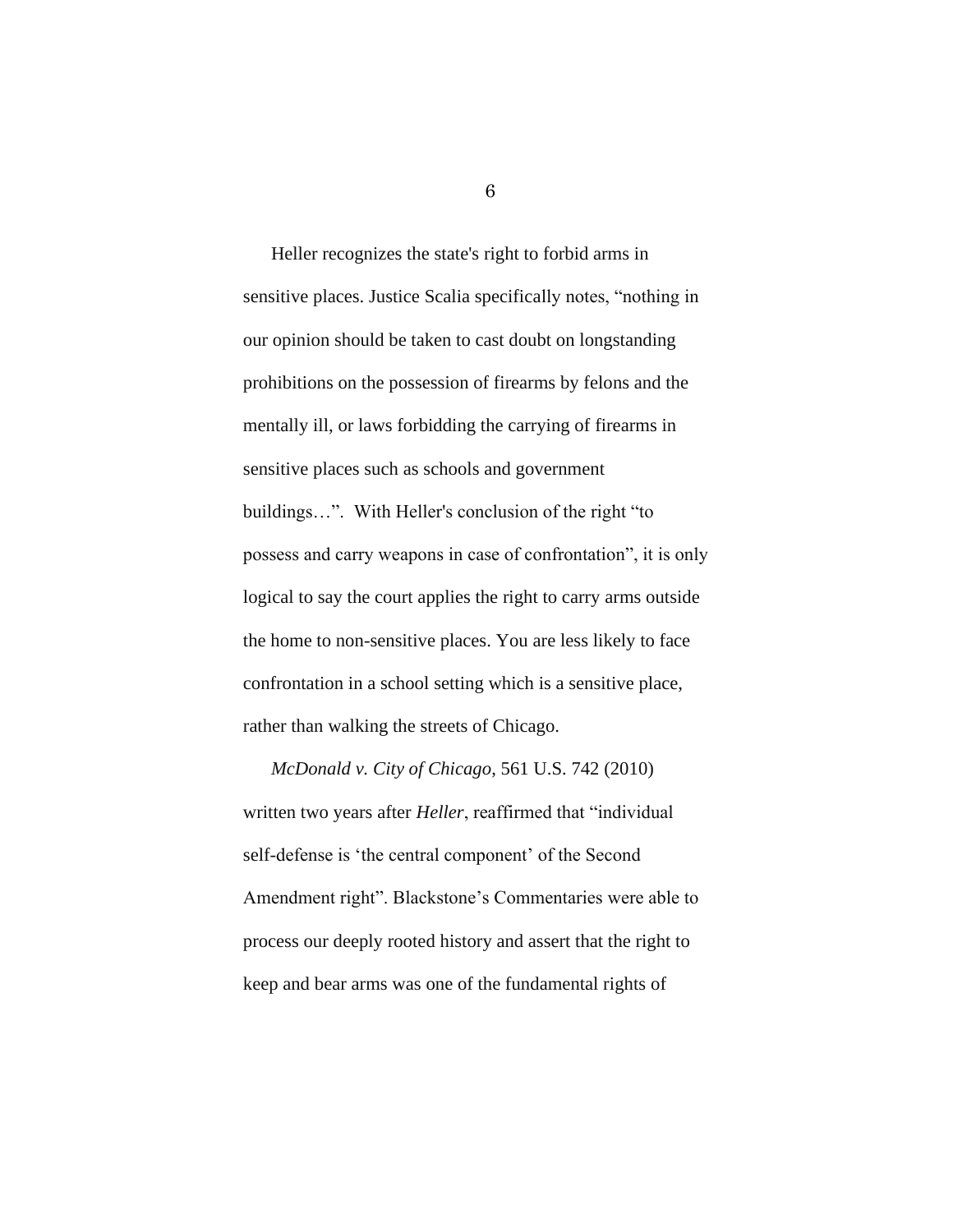Heller recognizes the state's right to forbid arms in sensitive places. Justice Scalia specifically notes, “nothing in our opinion should be taken to cast doubt on longstanding prohibitions on the possession of firearms by felons and the mentally ill, or laws forbidding the carrying of firearms in sensitive places such as schools and government buildings…”.  With Heller's conclusion of the right “to possess and carry weapons in case of confrontation”, it is only logical to say the court applies the right to carry arms outside the home to non-sensitive places. You are less likely to face confrontation in a school setting which is a sensitive place, rather than walking the streets of Chicago.

*McDonald v. City of Chicago*, 561 U.S. 742 (2010) written two years after *Heller*, reaffirmed that “individual self-defense is ‘the central component’ of the Second Amendment right”. Blackstone’s Commentaries were able to process our deeply rooted history and assert that the right to keep and bear arms was one of the fundamental rights of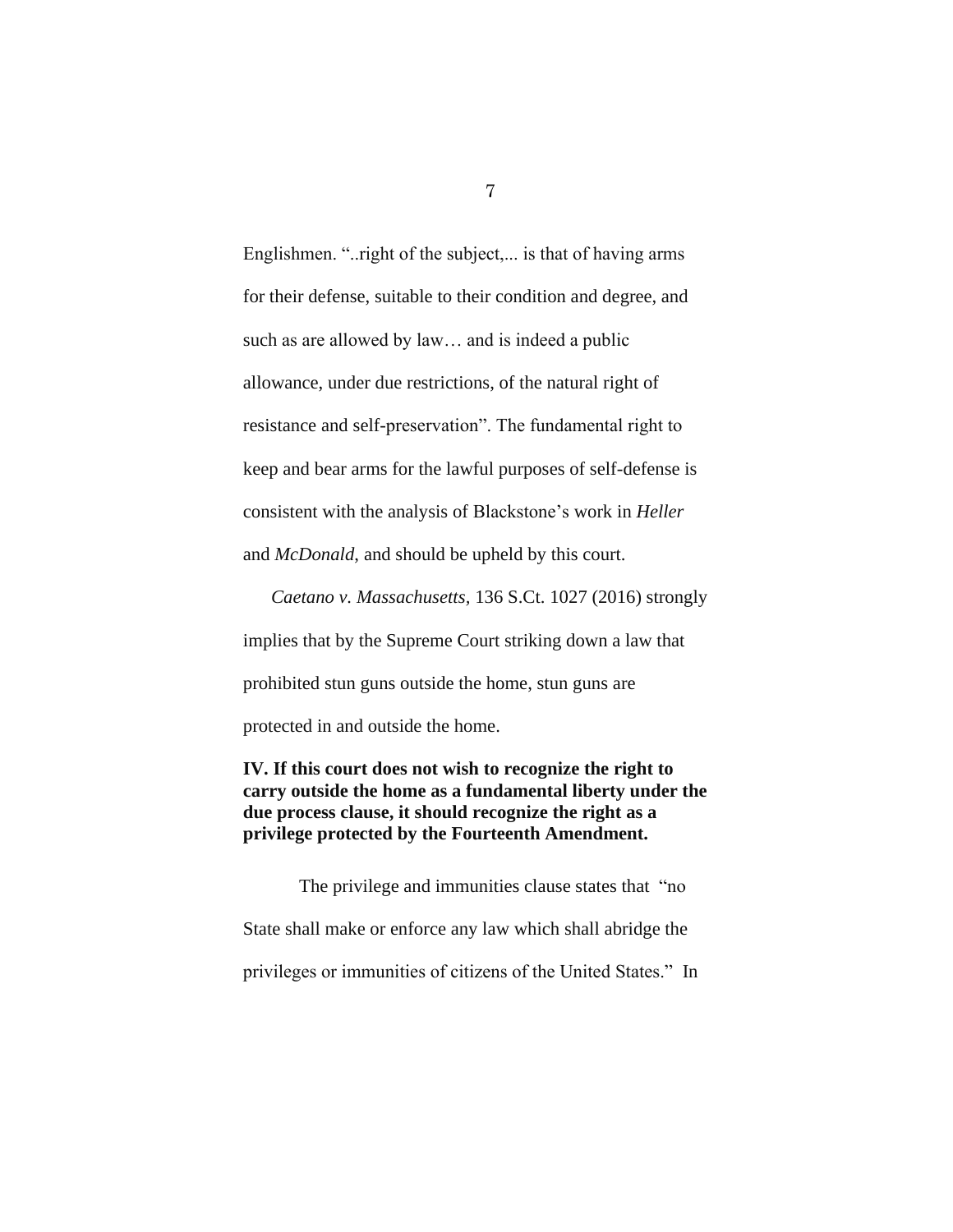Englishmen. "..right of the subject,... is that of having arms for their defense, suitable to their condition and degree, and such as are allowed by law… and is indeed a public allowance, under due restrictions, of the natural right of resistance and self-preservation". The fundamental right to keep and bear arms for the lawful purposes of self-defense is consistent with the analysis of Blackstone's work in *Heller* and *McDonald,* and should be upheld by this court.

*Caetano v. Massachusetts,* 136 S.Ct. 1027 (2016) strongly implies that by the Supreme Court striking down a law that prohibited stun guns outside the home, stun guns are protected in and outside the home.

**IV. If this court does not wish to recognize the right to carry outside the home as a fundamental liberty under the due process clause, it should recognize the right as a privilege protected by the Fourteenth Amendment.**

The privilege and immunities clause states that "no State shall make or enforce any law which shall abridge the privileges or immunities of citizens of the United States." In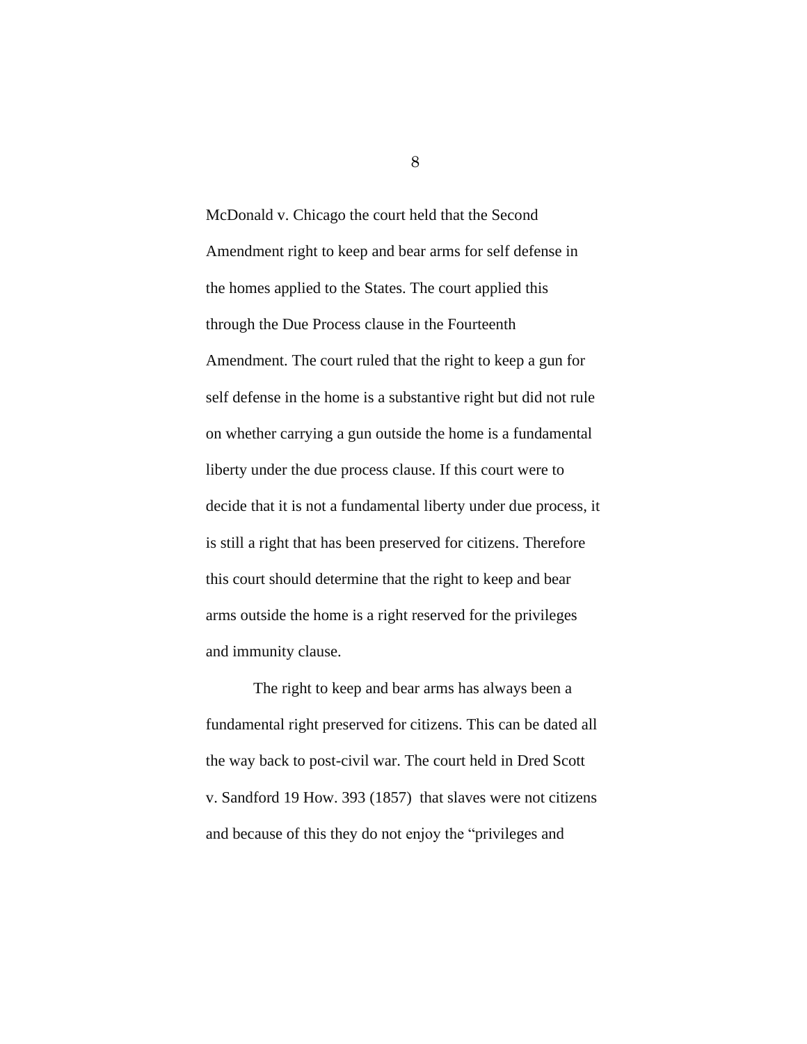McDonald v. Chicago the court held that the Second Amendment right to keep and bear arms for self defense in the homes applied to the States. The court applied this through the Due Process clause in the Fourteenth Amendment. The court ruled that the right to keep a gun for self defense in the home is a substantive right but did not rule on whether carrying a gun outside the home is a fundamental liberty under the due process clause. If this court were to decide that it is not a fundamental liberty under due process, it is still a right that has been preserved for citizens. Therefore this court should determine that the right to keep and bear arms outside the home is a right reserved for the privileges and immunity clause.

The right to keep and bear arms has always been a fundamental right preserved for citizens. This can be dated all the way back to post-civil war. The court held in Dred Scott v. Sandford 19 How. 393 (1857)  that slaves were not citizens and because of this they do not enjoy the "privileges and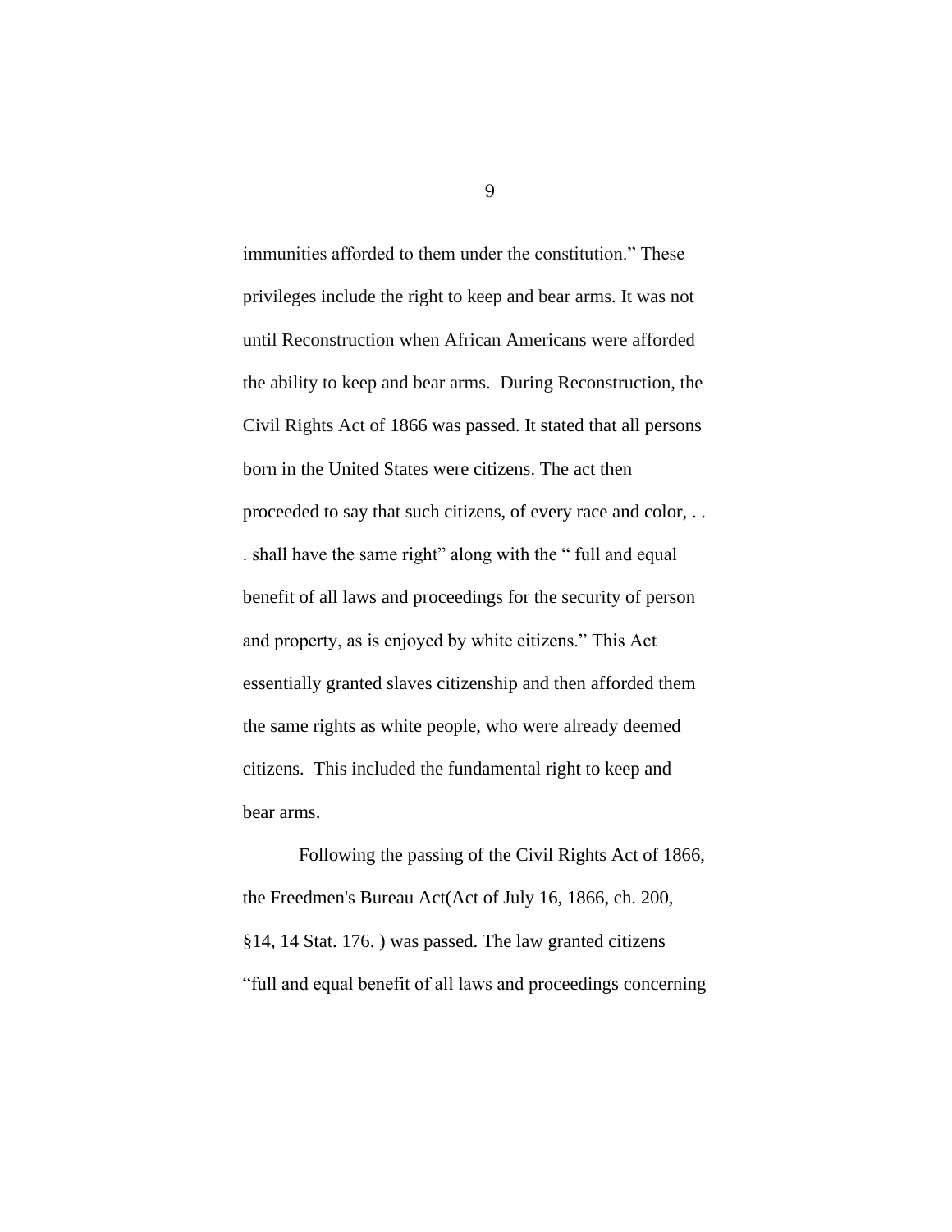immunities afforded to them under the constitution." These privileges include the right to keep and bear arms. It was not until Reconstruction when African Americans were afforded the ability to keep and bear arms. During Reconstruction, the Civil Rights Act of 1866 was passed. It stated that all persons born in the United States were citizens. The act then proceeded to say that such citizens, of every race and color, . . . shall have the same right" along with the " full and equal benefit of all laws and proceedings for the security of person and property, as is enjoyed by white citizens." This Act essentially granted slaves citizenship and then afforded them the same rights as white people, who were already deemed citizens. This included the fundamental right to keep and bear arms.

Following the passing of the Civil Rights Act of 1866, the Freedmen's Bureau Act(Act of July 16, 1866, ch. 200, §14, 14 Stat. 176. ) was passed. The law granted citizens "full and equal benefit of all laws and proceedings concerning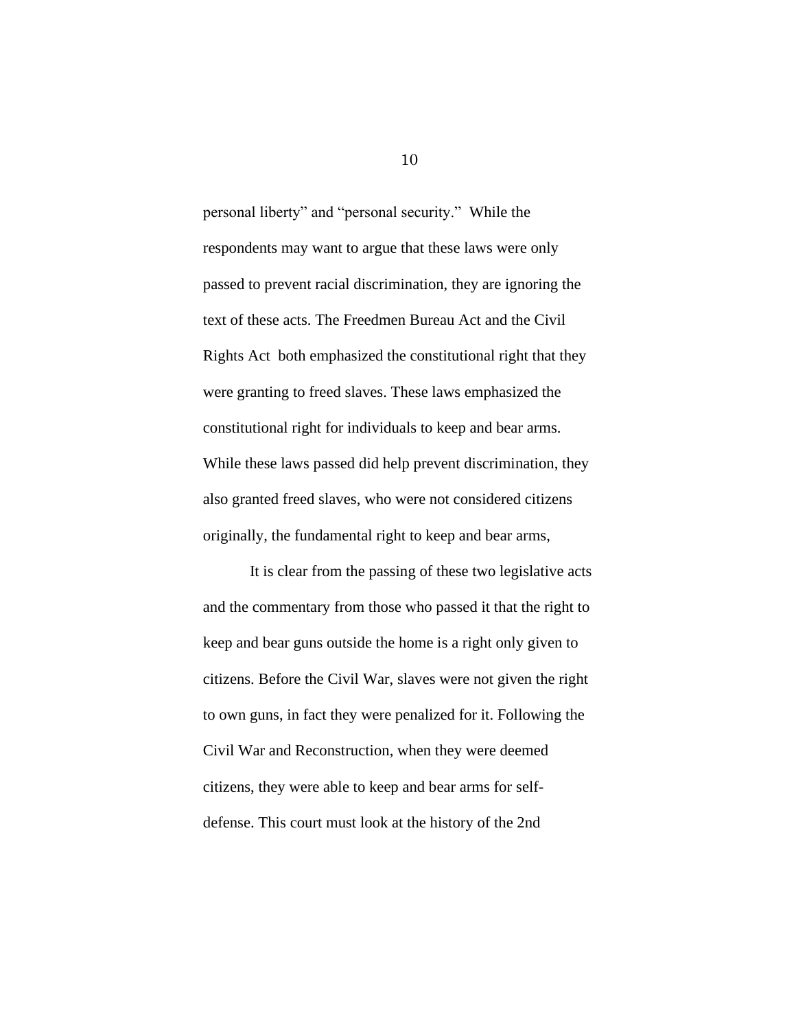personal liberty" and "personal security." While the respondents may want to argue that these laws were only passed to prevent racial discrimination, they are ignoring the text of these acts. The Freedmen Bureau Act and the Civil Rights Act both emphasized the constitutional right that they were granting to freed slaves. These laws emphasized the constitutional right for individuals to keep and bear arms. While these laws passed did help prevent discrimination, they also granted freed slaves, who were not considered citizens originally, the fundamental right to keep and bear arms,

It is clear from the passing of these two legislative acts and the commentary from those who passed it that the right to keep and bear guns outside the home is a right only given to citizens. Before the Civil War, slaves were not given the right to own guns, in fact they were penalized for it. Following the Civil War and Reconstruction, when they were deemed citizens, they were able to keep and bear arms for self-defense. This court must look at the history of the 2nd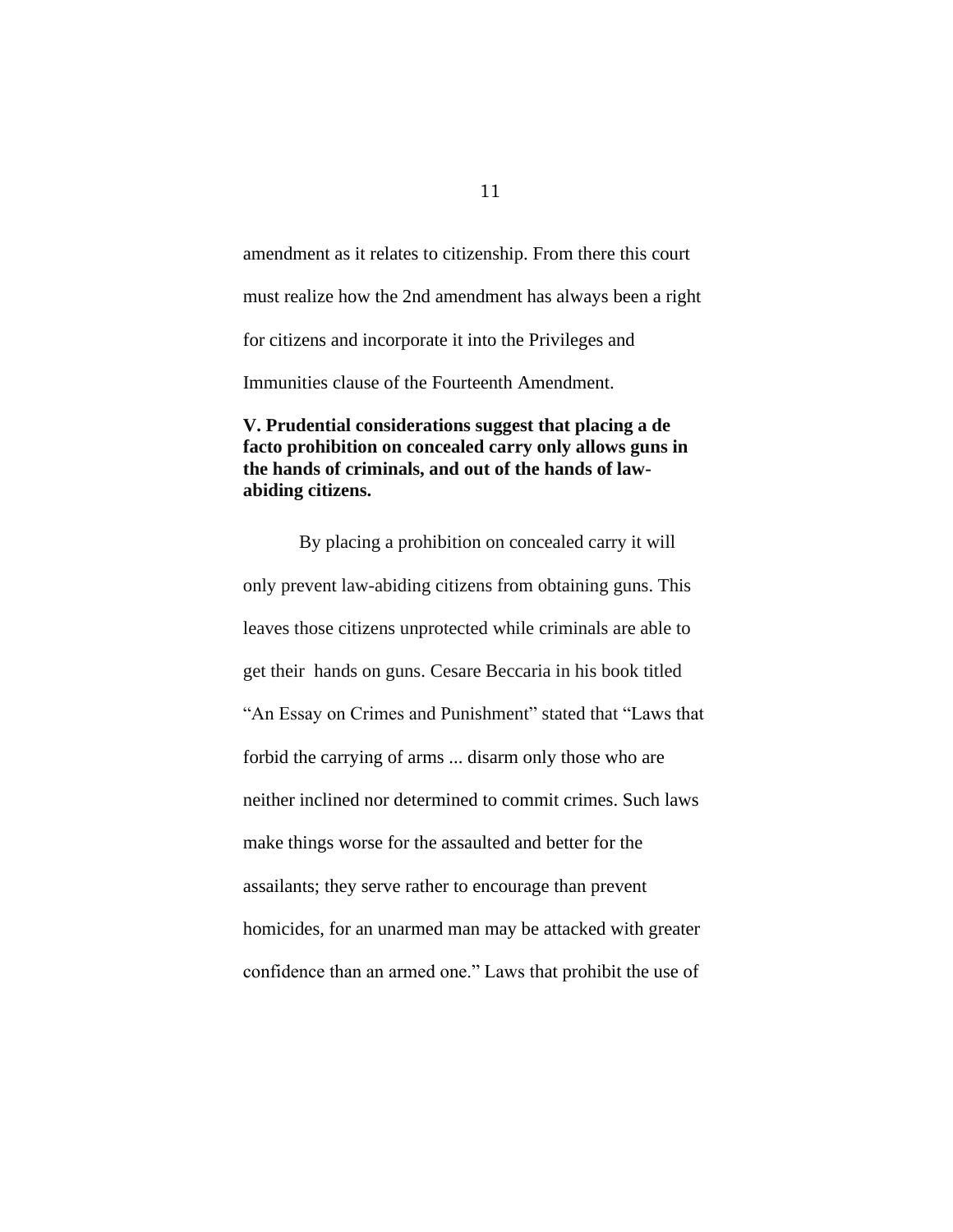amendment as it relates to citizenship. From there this court must realize how the 2nd amendment has always been a right for citizens and incorporate it into the Privileges and Immunities clause of the Fourteenth Amendment.

### V. Prudential considerations suggest that placing a de facto prohibition on concealed carry only allows guns in the hands of criminals, and out of the hands of law-abiding citizens.

By placing a prohibition on concealed carry it will only prevent law-abiding citizens from obtaining guns. This leaves those citizens unprotected while criminals are able to get their hands on guns. Cesare Beccaria in his book titled "An Essay on Crimes and Punishment" stated that "Laws that forbid the carrying of arms ... disarm only those who are neither inclined nor determined to commit crimes. Such laws make things worse for the assaulted and better for the assailants; they serve rather to encourage than prevent homicides, for an unarmed man may be attacked with greater confidence than an armed one." Laws that prohibit the use of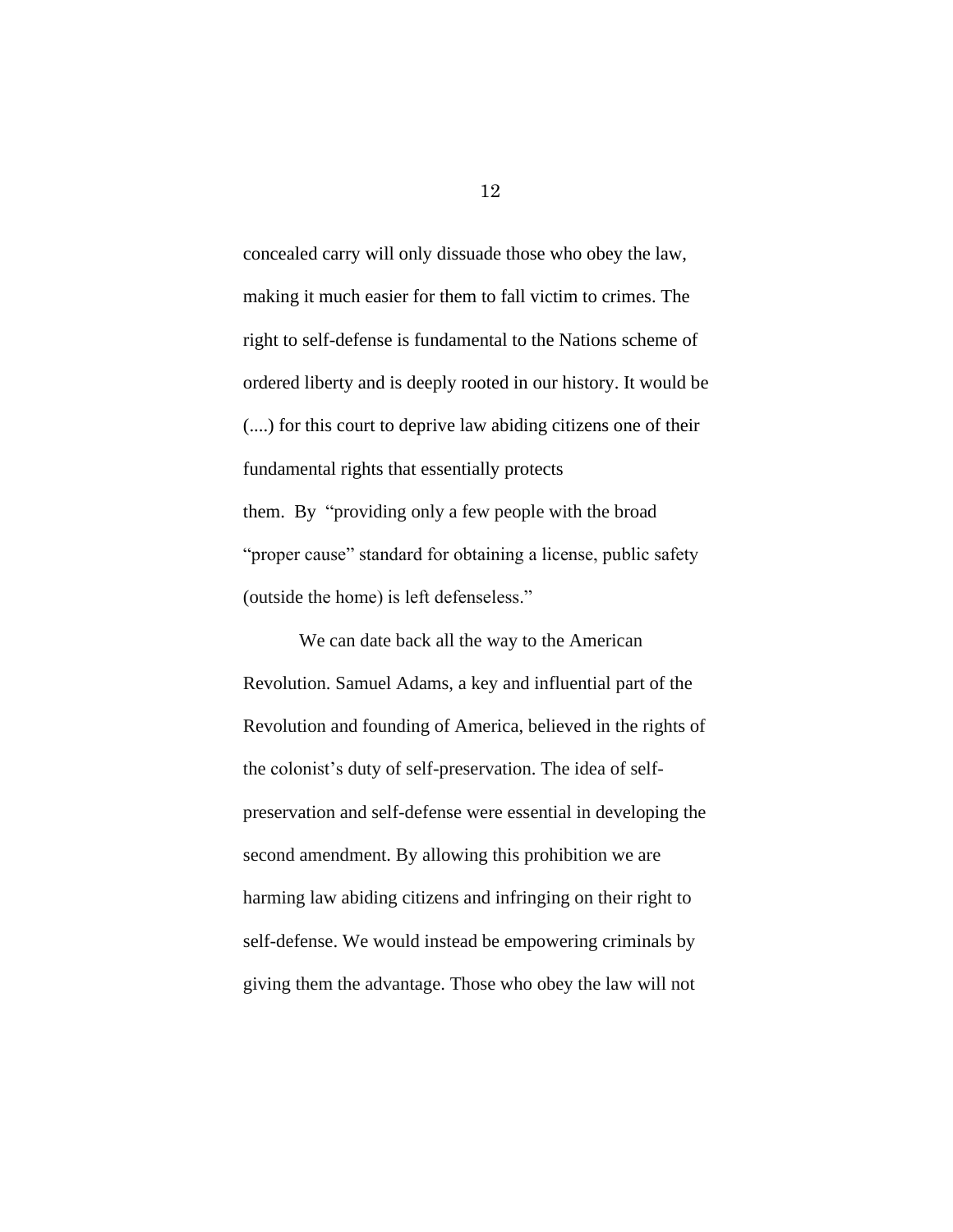concealed carry will only dissuade those who obey the law, making it much easier for them to fall victim to crimes. The right to self-defense is fundamental to the Nations scheme of ordered liberty and is deeply rooted in our history. It would be (....) for this court to deprive law abiding citizens one of their fundamental rights that essentially protects them. By "providing only a few people with the broad "proper cause" standard for obtaining a license, public safety (outside the home) is left defenseless."

We can date back all the way to the American Revolution. Samuel Adams, a key and influential part of the Revolution and founding of America, believed in the rights of the colonist's duty of self-preservation. The idea of self-preservation and self-defense were essential in developing the second amendment. By allowing this prohibition we are harming law abiding citizens and infringing on their right to self-defense. We would instead be empowering criminals by giving them the advantage. Those who obey the law will not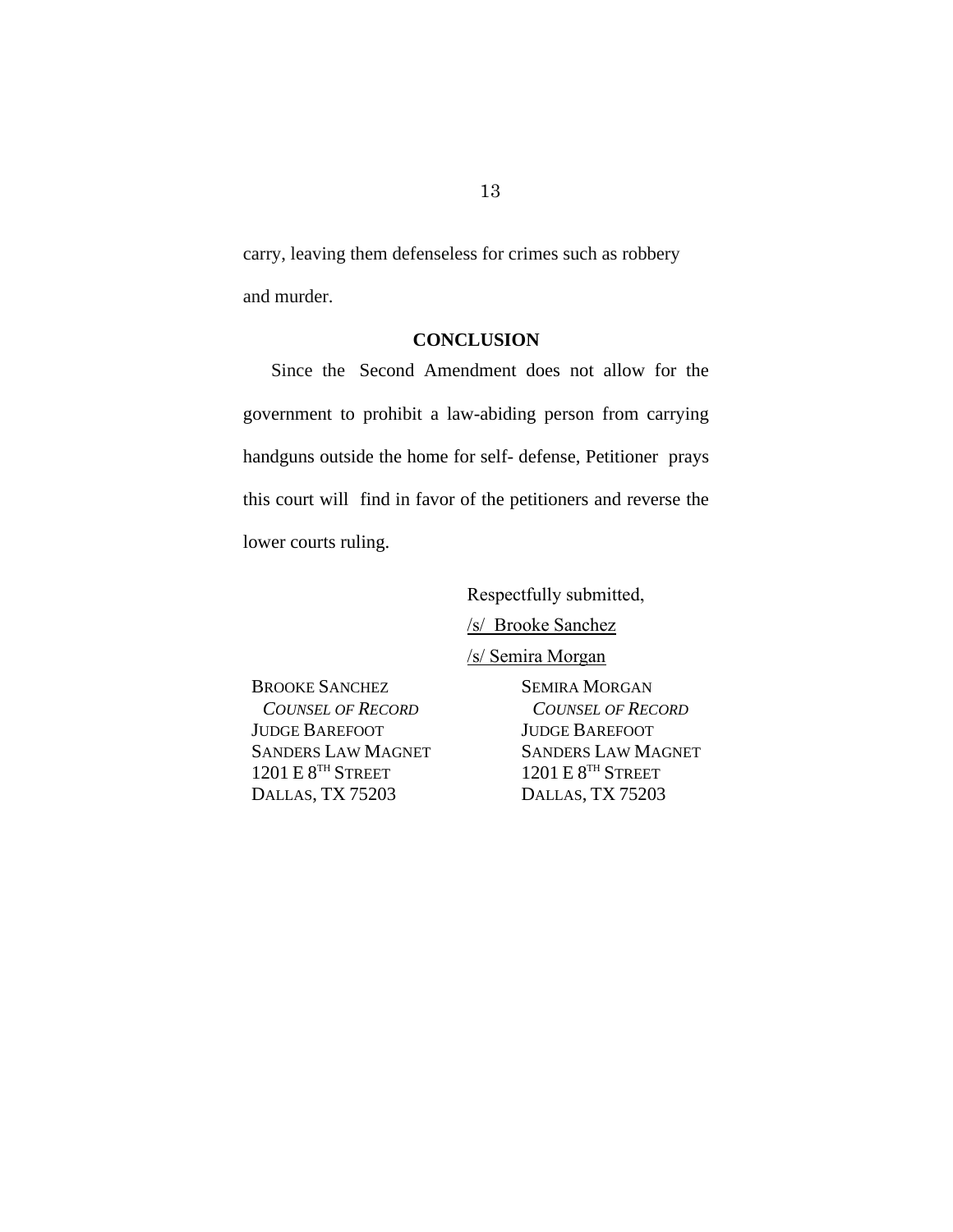carry, leaving them defenseless for crimes such as robbery and murder.

## CONCLUSION

Since the Second Amendment does not allow for the government to prohibit a law-abiding person from carrying handguns outside the home for self- defense, Petitioner prays this court will find in favor of the petitioners and reverse the lower courts ruling.

Respectfully submitted,

/s/ Brooke Sanchez

/s/ Semira Morgan

BROOKE SANCHEZ
*COUNSEL OF RECORD*
JUDGE BAREFOOT
SANDERS LAW MAGNET
1201 E 8TH STREET
DALLAS, TX 75203

SEMIRA MORGAN
*COUNSEL OF RECORD*
JUDGE BAREFOOT
SANDERS LAW MAGNET
1201 E 8TH STREET
DALLAS, TX 75203